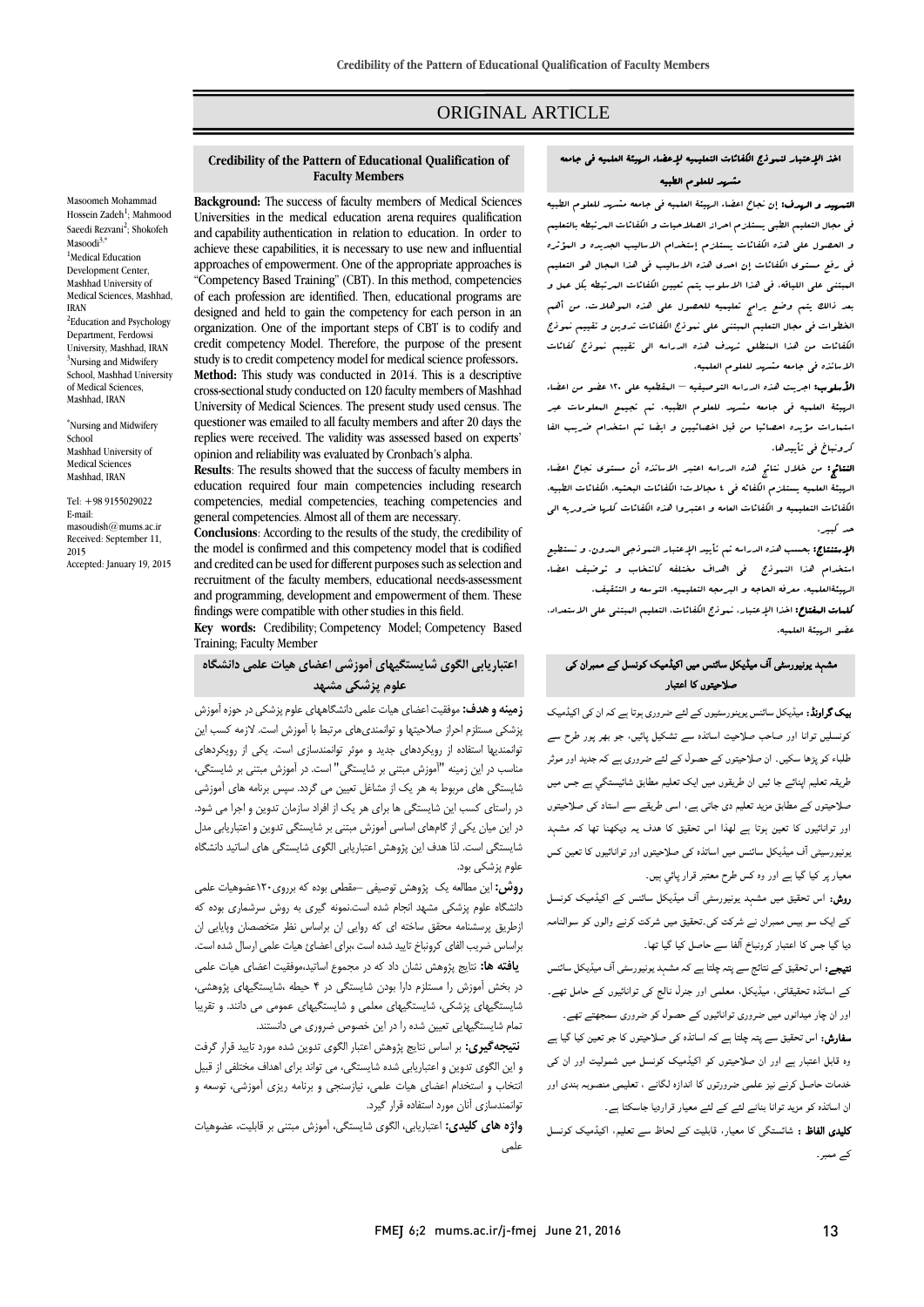ORIGINAL ARTICLE

# Credibility of the Pattern of Educational Qualification of Faculty Members

Masoomeh Mohammad Hossein Zadeh[1]; Mahmood Saeedi Rezvani[2]; Shokofeh Masoodi[3,*]

[1]Medical Education Development Center, Mashhad University of Medical Sciences, Mashhad, IRAN

[2]Education and Psychology Department, Ferdowsi University, Mashhad, IRAN

[3]Nursing and Midwifery School, Mashhad University of Medical Sciences, Mashhad, IRAN

*Nursing and Midwifery School
Mashhad University of Medical Sciences
Mashhad, IRAN

Tel: +98 9155029022
E-mail: masoudish@mums.ac.ir
Received: September 11, 2015
Accepted: January 19, 2015

**Background:** The success of faculty members of Medical Sciences Universities in the medical education arena requires qualification and capability authentication in relation to education. In order to achieve these capabilities, it is necessary to use new and influential approaches of empowerment. One of the appropriate approaches is "Competency Based Training" (CBT). In this method, competencies of each profession are identified. Then, educational programs are designed and held to gain the competency for each person in an organization. One of the important steps of CBT is to codify and credit competency Model. Therefore, the purpose of the present study is to credit competency model for medical science professors**.**

**Method:** This study was conducted in 2014. This is a descriptive cross-sectional study conducted on 120 faculty members of Mashhad University of Medical Sciences. The present study used census. The questioner was emailed to all faculty members and after 20 days the replies were received. The validity was assessed based on experts' opinion and reliability was evaluated by Cronbach's alpha.

**Results**: The results showed that the success of faculty members in education required four main competencies including research competencies, medial competencies, teaching competencies and general competencies. Almost all of them are necessary.

**Conclusions**: According to the results of the study, the credibility of the model is confirmed and this competency model that is codified and credited can be used for different purposes such as selection and recruitment of the faculty members, educational needs-assessment and programming, development and empowerment of them. These findings were compatible with other studies in this field.

**Key words:** Credibility; Competency Model; Competency Based Training; Faculty Member

## اعتباریابی الگوی شایستگیهای آموزشی اعضای هیات علمی دانشگاه علوم پزشکی مشهد

**زمینه و هدف:** موفقیت اعضای هیات علمی دانشگاههای علوم پزشکی در حوزه آموزش پزشکی مستلزم احراز صلاحیتها و توانمندی‌های مرتبط با آموزش است. لازمه کسب این توانمندیها استفاده از رویکردهای جدید و موثر توانمندسازی است. یکی از رویکردهای مناسب در این زمینه "آموزش مبتنی بر شایستگی" است. در آموزش مبتنی بر شایستگی، شایستگی های مربوط به هر یک از مشاغل تعیین می گردد. سپس برنامه های آموزشی در راستای کسب این شایستگی ها برای هر یک از افراد سازمان تدوین و اجرا می شود. در این میان یکی از گامهای اساسی آموزش مبتنی بر شایستگی تدوین و اعتباریابی مدل شایستگی است. لذا هدف این پژوهش اعتباریابی الگوی شایستگی های اساتید دانشگاه علوم پزشکی مشهد بود.

**روش:** این مطالعه یک پژوهش توصیفی –مقطعی بوده که برروی۱۲۰عضوهیات علمی دانشگاه علوم پزشکی مشهد انجام شده است.نمونه گیری به روش سرشماری بوده که ازطریق پرسشنامه محقق ساخته ای که روایی ان براساس نظر متخصصان وپایایی ان براساس ضریب آلفای کرونباخ تایید شده است ،برای اعضائ هیات علمی ارسال شده است.

**یافته ها:** نتایج پژوهش نشان داد که در مجموع اساتید،موفقیت اعضای هیات علمی در بخش آموزش را مستلزم دارا بودن شایستگی در ۴ حیطه ،شایستگیهای پژوهشی، شایستگیهای پزشکی، شایستگیهای معلمی و شایستگیهای عمومی می دانند. و تقریبا تمام شایستگیهایی تعیین شده را در این خصوص ضروری می دانستند.

**نتیجه‌گیری:** بر اساس نتایج پژوهش اعتبار الگوی تدوین شده مورد تایید قرار گرفت و این الگوی تدوین و اعتباریابی شده شایستگی، می تواند برای اهداف مختلفی از قبیل انتخاب و استخدام اعضای هیات علمی، نیازسنجی و برنامه ریزی آموزشی، توسعه و توانمندسازی آنان مورد استفاده قرار گیرد.

**واژه های کلیدی:** اعتباریابی، الگوی شایستگی، آموزش مبتنی بر قابلیت، عضوهیات علمی

## اخذ الإعتبار لنموذج الکفائات التعلیمیه لإعضاء الهیئة العلمیه فی جامعه مشهد للعلوم الطبیه

**التمهید و الهدف:** إن نجاح اعضاء الهیئة العلمیه فی جامعه مشهد للعلوم الطبیه فی مجال التعلیم الطبی یستلزم احراز الصلاحیات و الکفائات المرتبطه بالتعلیم و الحصول علی هذه الکفائات یستلزم إستخدام الاسالیب الجدیده و المؤثره فی رفع مستوی الکفائات إن احدی هذه الاسالیب فی هذا المجال هو التعلیم المبتنی علی اللیاقه. فی هذا الاسلوب یتم تعیین الکفائات المرتبطه بکل عمل و بعد ذالک یتم وضع برامج تعلیمیه للحصول علی هذه المؤهلات. من أهم الخطوات فی مجال التعلیم المبتنی علی نموذج الکفائات تدوین و تقییم نموذج الکفائات من هذا المنطلق تهدف هذه الدراسه الی تقییم نموذج کفائات الاساتذه فی جامعه مشهد للعلوم العلمیه.

**الأسلوب:** اجریت هذه الدراسه التوصیفیه – المقطعیه علی ۱۲۰ عضو من اعضاء الهیئة العلمیه فی جامعه مشهد للعلوم الطبیه. تم تجمیع المعلومات عبر استمارات مؤیده احصائیا من قبل اخصائیین و ایضا تم استخدام ضریب الفا کرونباخ فی تأییدها.

**النتائج:** من خلال نتائج هذه الدراسه اعتبر الاساتذه أن مستوی نجاح اعضاء الهیئة العلمیه یستلزم الکفائه فی ٤ مجالات: الکفائات البحثیه، الکفائات الطبیه، الکفائات التعلیمیه و الکفائات العامه و اعتبروا هذه الکفائات کلها ضروریه الی حد کبیر.

**الإستنتاج:** بحسب هذه الدراسه تم تأیید الإعتبار النموذجی المدون. و نستطیع استخدام هذا النموذج فی اهداف مختلفه کانتخاب و توضیف اعضاء الهیئةالعلمیه، معرفه الحاجه و البرمجه التعلیمیه، التوسعه و التثقیف.

**کلمات المفتاح:** اخذ الإعتبار، نموذج الکفائات، التعلیم المبتنی علی الاستعداد، عضو الهیئة العلمیه.

## مشہد یونیورسٹی آف میڈیکل سائنس میں اکیڈمیک کونسل کے ممبران کی صلاحیتوں کا اعتبار

**بیک گراونڈ:** میڈیکل سائنس یونیورسٹیوں کے لئے ضروری ہوتا ہے کہ ان کی اکیڈمیک کونسلیں توانا اور صاحب صلاحیت اساتذہ سے تشکیل پائيں، جو بھر پور طرح سے طلباء کو پڑھا سکیں۔ ان صلاحیتوں کے حصول کے لئے ضروری ہے کہ جدید اور موثر طریقہ تعلیم اپنائے جا ئيں ان طریقوں میں ایک تعلیم مطابق شائيستگي ہے جس میں صلاحیتوں کے مطابق مزید تعلیم دی جاتی ہے، اسی طریقے سے استاد کی صلاحیتوں اور توانائيوں کا تعین ہوتا ہے لھذا اس تحقیق کا ھدف یہ دیکھنا تھا کہ مشہد یونیورسٹی آف میڈیکل سائنس میں اساتذہ کی صلاحیتوں اور توانائيوں کا تعین کس معیار پر کیا گيا ہے اور وہ کس طرح معتبر قرار پائي ہیں۔

**روش:** اس تحقیق میں مشہد یونیورسٹی آف میڈیکل سائنس کے اکیڈمیک کونسل کے ایک سو بیس ممبران نے شرکت کی۔تحقیق میں شرکت کرنے والوں کو سوالنامہ دیا گيا جس کا اعتبار کرونباخ آلفا سے حاصل کیا گيا تھا۔

**نتیجے:** اس تحقیق کے نتائج سے پتہ چلتا ہے کہ مشہد یونیورسٹی آف میڈیکل سائنس کے اساتذہ تحقیقاتی، میڈیکل، معلمی اور جنرل نالج کی توانائیوں کے حامل تھے۔ اور ان چار میدانوں میں ضروری توانائیوں کے حصول کو ضروری سمجھتے تھے۔

**سفارش:** اس تحقیق سے پتہ چلتا ہے کہ اساتذہ کی صلاحیتوں کا جو تعین کیا گيا ہے وہ قابل اعتبار ہے اور ان صلاحیتوں کو اکیڈمیک کونسل میں شمولیت اور ان کی خدمات حاصل کرنے نیز علمی ضرورتوں کا اندازہ لگانے ، تعلیمی منصوبہ بندی اور ان اساتذہ کو مزید توانا بنانے لئے کے لئے معیار قراردیا جاسکتا ہے۔

**کلیدی الفاظ :** شائستگی کا معیار، قابلیت کے لحاظ سے تعلیم، اکیڈمیک کونسل کے ممبر۔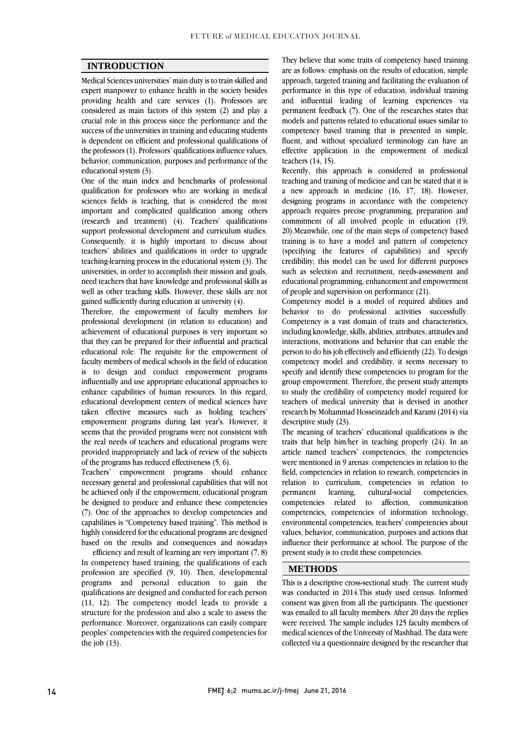## INTRODUCTION

Medical Sciences universities' main duty is to train skilled and expert manpower to enhance health in the society besides providing health and care services (1). Professors are considered as main factors of this system (2) and play a crucial role in this process since the performance and the success of the universities in training and educating students is dependent on efficient and professional qualifications of the professors (1). Professors' qualifications influence values, behavior, communication, purposes and performance of the educational system (3).

One of the main index and benchmarks of professional qualification for professors who are working in medical sciences fields is teaching, that is considered the most important and complicated qualification among others (research and treatment) (4). Teachers' qualifications support professional development and curriculum studies. Consequently, it is highly important to discuss about teachers' abilities and qualifications in order to upgrade teaching-learning process in the educational system (3). The universities, in order to accomplish their mission and goals, need teachers that have knowledge and professional skills as well as other teaching skills. However, these skills are not gained sufficiently during education at university (4).

Therefore, the empowerment of faculty members for professional development (in relation to education) and achievement of educational purposes is very important so that they can be prepared for their influential and practical educational role. The requisite for the empowerment of faculty members of medical schools in the field of education is to design and conduct empowerment programs influentially and use appropriate educational approaches to enhance capabilities of human resources. In this regard, educational development centers of medical sciences have taken effective measures such as holding teachers' empowerment programs during last year's. However, it seems that the provided programs were not consistent with the real needs of teachers and educational programs were provided inappropriately and lack of review of the subjects of the programs has reduced effectiveness (5, 6).

Teachers' empowerment programs should enhance necessary general and professional capabilities that will not be achieved only if the empowerment, educational program be designed to produce and enhance these competencies (7). One of the approaches to develop competencies and capabilities is "Competency based training". This method is highly considered for the educational programs are designed based on the results and consequences and nowadays efficiency and result of learning are very important (7, 8) In competency based training, the qualifications of each profession are specified (9, 10). Then, developmental programs and personal education to gain the qualifications are designed and conducted for each person (11, 12). The competency model leads to provide a structure for the profession and also a scale to assess the performance. Moreover, organizations can easily compare peoples' competencies with the required competencies for the job (13).

They believe that some traits of competency based training are as follows: emphasis on the results of education, simple approach, targeted training and facilitating the evaluation of performance in this type of education, individual training and influential leading of learning experiences via permanent feedback (7). One of the researches states that models and patterns related to educational issues similar to competency based training that is presented in simple, fluent, and without specialized terminology can have an effective application in the empowerment of medical teachers (14, 15).

Recently, this approach is considered in professional teaching and training of medicine and can be stated that it is a new approach in medicine (16, 17, 18). However, designing programs in accordance with the competency approach requires precise programming, preparation and commitment of all involved people in education (19, 20).Meanwhile, one of the main steps of competency based training is to have a model and pattern of competency (specifying the features of capabilities) and specify credibility; this model can be used for different purposes such as selection and recruitment, needs-assessment and educational programming, enhancement and empowerment of people and supervision on performance (21).

Competency model is a model of required abilities and behavior to do professional activities successfully. Competency is a vast domain of traits and characteristics, including knowledge, skills, abilities, attributes, attitudes and interactions, motivations and behavior that can enable the person to do his job effectively and efficiently (22). To design competency model and credibility, it seems necessary to specify and identify these competencies to program for the group empowerment. Therefore, the present study attempts to study the credibility of competency model required for teachers of medical university that is devised in another research by Mohammad Hosseinzadeh and Karami (2014) via descriptive study (23).

The meaning of teachers' educational qualifications is the traits that help him/her in teaching properly (24). In an article named teachers' competencies, the competencies were mentioned in 9 arenas: competencies in relation to the field, competencies in relation to research, competencies in relation to curriculum, competencies in relation to permanent learning, cultural-social competencies, competencies related to affection, communication competencies, competencies of information technology, environmental competencies, teachers' competencies about values, behavior, communication, purposes and actions that influence their performance at school. The purpose of the present study is to credit these competencies.

## METHODS

This is a descriptive cross-sectional study. The current study was conducted in 2014.This study used census. Informed consent was given from all the participants. The questioner was emailed to all faculty members. After 20 days the replies were received. The sample includes 125 faculty members of medical sciences of the University of Mashhad. The data were collected via a questionnaire designed by the researcher that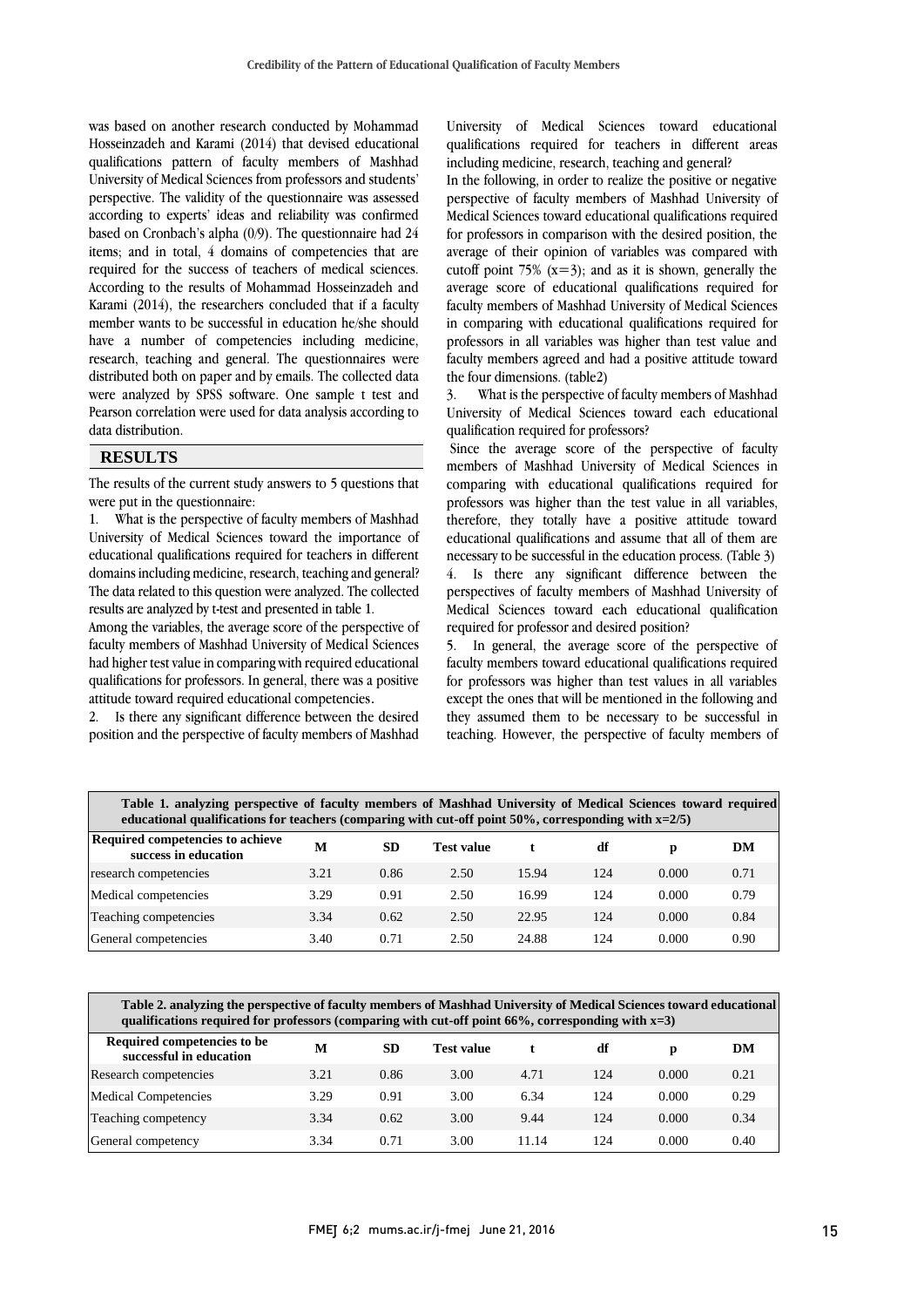was based on another research conducted by Mohammad Hosseinzadeh and Karami (2014) that devised educational qualifications pattern of faculty members of Mashhad University of Medical Sciences from professors and students' perspective. The validity of the questionnaire was assessed according to experts' ideas and reliability was confirmed based on Cronbach's alpha (0/9). The questionnaire had 24 items; and in total, 4 domains of competencies that are required for the success of teachers of medical sciences. According to the results of Mohammad Hosseinzadeh and Karami (2014), the researchers concluded that if a faculty member wants to be successful in education he/she should have a number of competencies including medicine, research, teaching and general. The questionnaires were distributed both on paper and by emails. The collected data were analyzed by SPSS software. One sample t test and Pearson correlation were used for data analysis according to data distribution.

## RESULTS

The results of the current study answers to 5 questions that were put in the questionnaire:

1. What is the perspective of faculty members of Mashhad University of Medical Sciences toward the importance of educational qualifications required for teachers in different domains including medicine, research, teaching and general? The data related to this question were analyzed. The collected results are analyzed by t-test and presented in table 1.

Among the variables, the average score of the perspective of faculty members of Mashhad University of Medical Sciences had higher test value in comparing with required educational qualifications for professors. In general, there was a positive attitude toward required educational competencies.

2. Is there any significant difference between the desired position and the perspective of faculty members of Mashhad University of Medical Sciences toward educational qualifications required for teachers in different areas including medicine, research, teaching and general?

In the following, in order to realize the positive or negative perspective of faculty members of Mashhad University of Medical Sciences toward educational qualifications required for professors in comparison with the desired position, the average of their opinion of variables was compared with cutoff point 75% (x=3); and as it is shown, generally the average score of educational qualifications required for faculty members of Mashhad University of Medical Sciences in comparing with educational qualifications required for professors in all variables was higher than test value and faculty members agreed and had a positive attitude toward the four dimensions. (table2)

3. What is the perspective of faculty members of Mashhad University of Medical Sciences toward each educational qualification required for professors?

Since the average score of the perspective of faculty members of Mashhad University of Medical Sciences in comparing with educational qualifications required for professors was higher than the test value in all variables, therefore, they totally have a positive attitude toward educational qualifications and assume that all of them are necessary to be successful in the education process. (Table 3)

4. Is there any significant difference between the perspectives of faculty members of Mashhad University of Medical Sciences toward each educational qualification required for professor and desired position?

5. In general, the average score of the perspective of faculty members toward educational qualifications required for professors was higher than test values in all variables except the ones that will be mentioned in the following and they assumed them to be necessary to be successful in teaching. However, the perspective of faculty members of

**Table 1. analyzing perspective of faculty members of Mashhad University of Medical Sciences toward required educational qualifications for teachers (comparing with cut-off point 50%, corresponding with x=2/5)**

| Required competencies to achieve success in education | M | SD | Test value | t | df | p | DM |
|---|---|---|---|---|---|---|---|
| research competencies | 3.21 | 0.86 | 2.50 | 15.94 | 124 | 0.000 | 0.71 |
| Medical competencies | 3.29 | 0.91 | 2.50 | 16.99 | 124 | 0.000 | 0.79 |
| Teaching competencies | 3.34 | 0.62 | 2.50 | 22.95 | 124 | 0.000 | 0.84 |
| General competencies | 3.40 | 0.71 | 2.50 | 24.88 | 124 | 0.000 | 0.90 |

**Table 2. analyzing the perspective of faculty members of Mashhad University of Medical Sciences toward educational qualifications required for professors (comparing with cut-off point 66%, corresponding with x=3)**

| Required competencies to be successful in education | M | SD | Test value | t | df | p | DM |
|---|---|---|---|---|---|---|---|
| Research competencies | 3.21 | 0.86 | 3.00 | 4.71 | 124 | 0.000 | 0.21 |
| Medical Competencies | 3.29 | 0.91 | 3.00 | 6.34 | 124 | 0.000 | 0.29 |
| Teaching competency | 3.34 | 0.62 | 3.00 | 9.44 | 124 | 0.000 | 0.34 |
| General competency | 3.34 | 0.71 | 3.00 | 11.14 | 124 | 0.000 | 0.40 |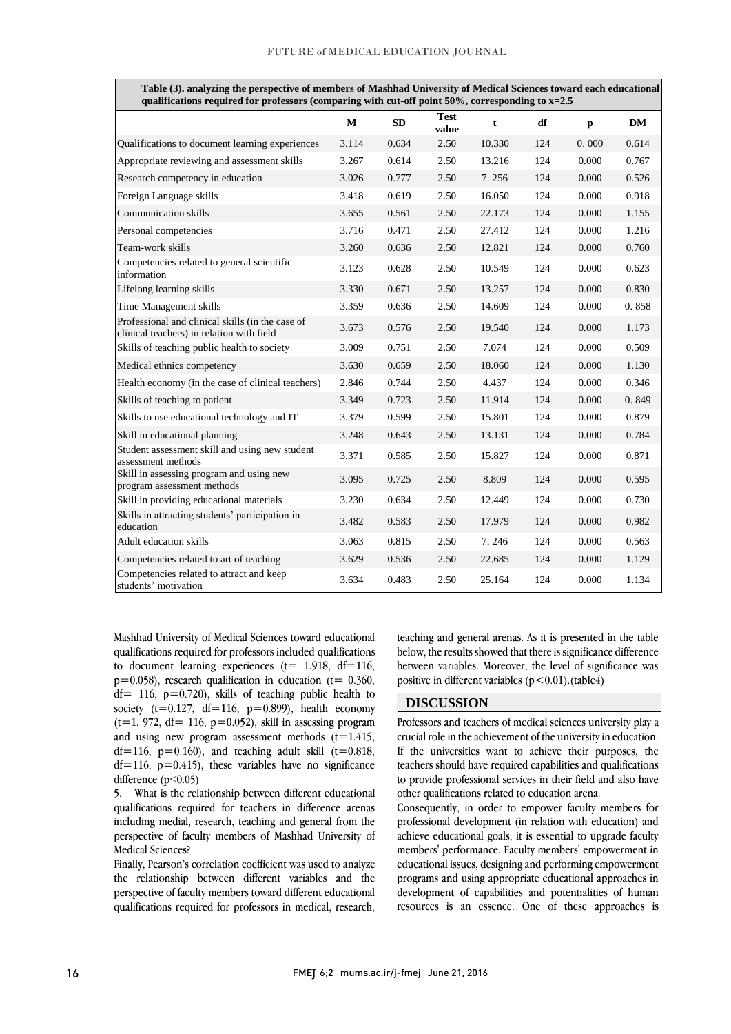Table (3). analyzing the perspective of members of Mashhad University of Medical Sciences toward each educational qualifications required for professors (comparing with cut-off point 50%, corresponding to x=2.5

| | M | SD | Test value | t | df | p | DM |
|---|---|---|---|---|---|---|---|
| Qualifications to document learning experiences | 3.114 | 0.634 | 2.50 | 10.330 | 124 | 0. 000 | 0.614 |
| Appropriate reviewing and assessment skills | 3.267 | 0.614 | 2.50 | 13.216 | 124 | 0.000 | 0.767 |
| Research competency in education | 3.026 | 0.777 | 2.50 | 7. 256 | 124 | 0.000 | 0.526 |
| Foreign Language skills | 3.418 | 0.619 | 2.50 | 16.050 | 124 | 0.000 | 0.918 |
| Communication skills | 3.655 | 0.561 | 2.50 | 22.173 | 124 | 0.000 | 1.155 |
| Personal competencies | 3.716 | 0.471 | 2.50 | 27.412 | 124 | 0.000 | 1.216 |
| Team-work skills | 3.260 | 0.636 | 2.50 | 12.821 | 124 | 0.000 | 0.760 |
| Competencies related to general scientific information | 3.123 | 0.628 | 2.50 | 10.549 | 124 | 0.000 | 0.623 |
| Lifelong learning skills | 3.330 | 0.671 | 2.50 | 13.257 | 124 | 0.000 | 0.830 |
| Time Management skills | 3.359 | 0.636 | 2.50 | 14.609 | 124 | 0.000 | 0. 858 |
| Professional and clinical skills (in the case of clinical teachers) in relation with field | 3.673 | 0.576 | 2.50 | 19.540 | 124 | 0.000 | 1.173 |
| Skills of teaching public health to society | 3.009 | 0.751 | 2.50 | 7.074 | 124 | 0.000 | 0.509 |
| Medical ethnics competency | 3.630 | 0.659 | 2.50 | 18.060 | 124 | 0.000 | 1.130 |
| Health economy (in the case of clinical teachers) | 2.846 | 0.744 | 2.50 | 4.437 | 124 | 0.000 | 0.346 |
| Skills of teaching to patient | 3.349 | 0.723 | 2.50 | 11.914 | 124 | 0.000 | 0. 849 |
| Skills to use educational technology and IT | 3.379 | 0.599 | 2.50 | 15.801 | 124 | 0.000 | 0.879 |
| Skill in educational planning | 3.248 | 0.643 | 2.50 | 13.131 | 124 | 0.000 | 0.784 |
| Student assessment skill and using new student assessment methods | 3.371 | 0.585 | 2.50 | 15.827 | 124 | 0.000 | 0.871 |
| Skill in assessing program and using new program assessment methods | 3.095 | 0.725 | 2.50 | 8.809 | 124 | 0.000 | 0.595 |
| Skill in providing educational materials | 3.230 | 0.634 | 2.50 | 12.449 | 124 | 0.000 | 0.730 |
| Skills in attracting students' participation in education | 3.482 | 0.583 | 2.50 | 17.979 | 124 | 0.000 | 0.982 |
| Adult education skills | 3.063 | 0.815 | 2.50 | 7. 246 | 124 | 0.000 | 0.563 |
| Competencies related to art of teaching | 3.629 | 0.536 | 2.50 | 22.685 | 124 | 0.000 | 1.129 |
| Competencies related to attract and keep students' motivation | 3.634 | 0.483 | 2.50 | 25.164 | 124 | 0.000 | 1.134 |

Mashhad University of Medical Sciences toward educational qualifications required for professors included qualifications to document learning experiences ($t= 1.918$, $df=116$, $p=0.058$), research qualification in education ($t= 0.360$, $df= 116$, $p=0.720$), skills of teaching public health to society ($t=0.127$, $df=116$, $p=0.899$), health economy ($t=1.972$, $df= 116$, $p=0.052$), skill in assessing program and using new program assessment methods ($t=1.415$, $df=116$, $p=0.160$), and teaching adult skill ($t=0.818$, $df=116$, $p=0.415$), these variables have no significance difference ($p<0.05$)

5. What is the relationship between different educational qualifications required for teachers in difference arenas including medial, research, teaching and general from the perspective of faculty members of Mashhad University of Medical Sciences?

Finally, Pearson's correlation coefficient was used to analyze the relationship between different variables and the perspective of faculty members toward different educational qualifications required for professors in medical, research, teaching and general arenas. As it is presented in the table below, the results showed that there is significance difference between variables. Moreover, the level of significance was positive in different variables ($p<0.01$).(table4)

## DISCUSSION

Professors and teachers of medical sciences university play a crucial role in the achievement of the university in education. If the universities want to achieve their purposes, the teachers should have required capabilities and qualifications to provide professional services in their field and also have other qualifications related to education arena.

Consequently, in order to empower faculty members for professional development (in relation with education) and achieve educational goals, it is essential to upgrade faculty members' performance. Faculty members' empowerment in educational issues, designing and performing empowerment programs and using appropriate educational approaches in development of capabilities and potentialities of human resources is an essence. One of these approaches is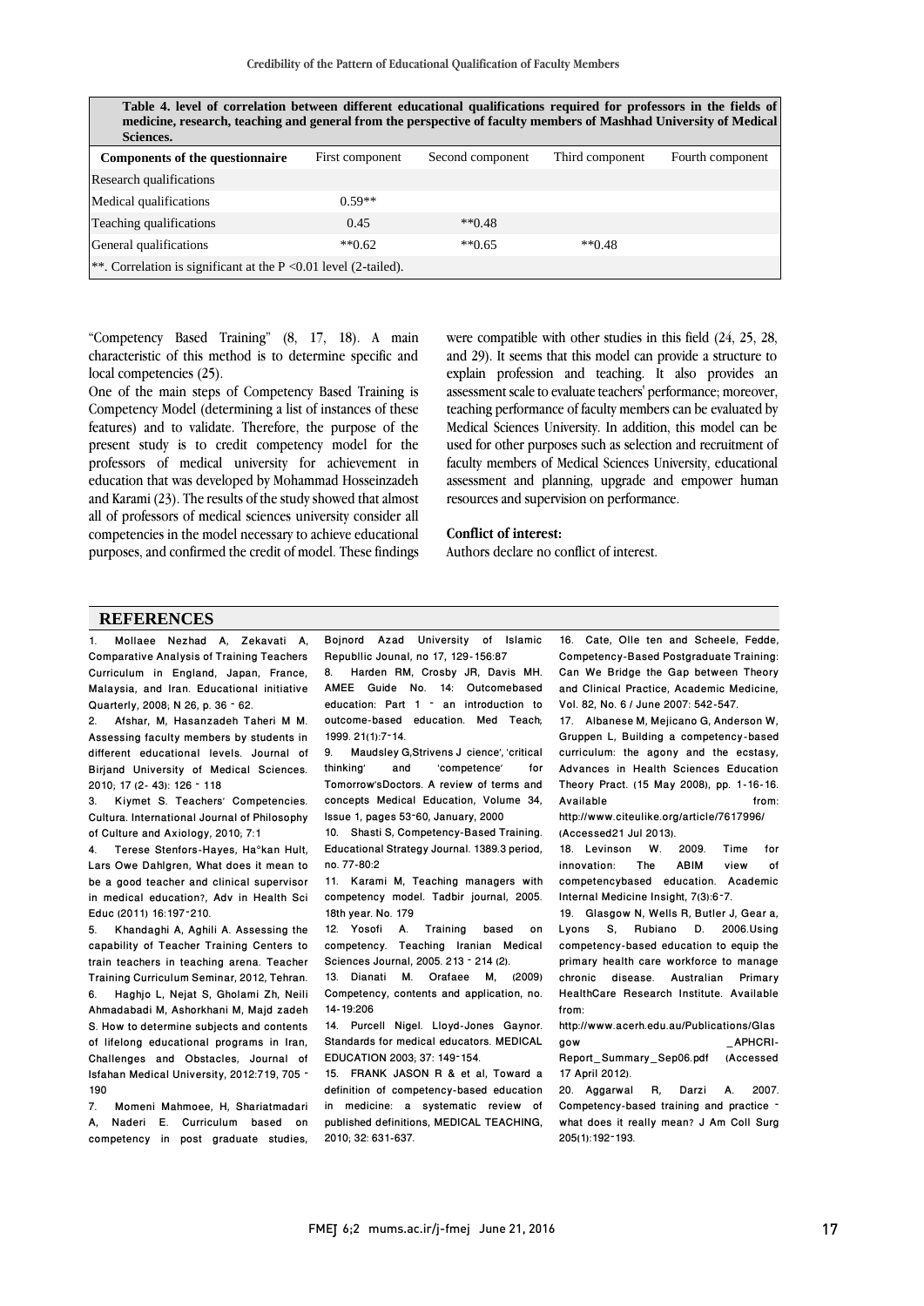**Table 4. level of correlation between different educational qualifications required for professors in the fields of medicine, research, teaching and general from the perspective of faculty members of Mashhad University of Medical Sciences.**

| Components of the questionnaire | First component | Second component | Third component | Fourth component |
|---|---|---|---|---|
| Research qualifications | | | | |
| Medical qualifications | 0.59** | | | |
| Teaching qualifications | 0.45 | **0.48 | | |
| General qualifications | **0.62 | **0.65 | **0.48 | |

**. Correlation is significant at the P <0.01 level (2-tailed).

"Competency Based Training" (8, 17, 18). A main characteristic of this method is to determine specific and local competencies (25).

One of the main steps of Competency Based Training is Competency Model (determining a list of instances of these features) and to validate. Therefore, the purpose of the present study is to credit competency model for the professors of medical university for achievement in education that was developed by Mohammad Hosseinzadeh and Karami (23). The results of the study showed that almost all of professors of medical sciences university consider all competencies in the model necessary to achieve educational purposes, and confirmed the credit of model. These findings were compatible with other studies in this field (24, 25, 28, and 29). It seems that this model can provide a structure to explain profession and teaching. It also provides an assessment scale to evaluate teachers' performance; moreover, teaching performance of faculty members can be evaluated by Medical Sciences University. In addition, this model can be used for other purposes such as selection and recruitment of faculty members of Medical Sciences University, educational assessment and planning, upgrade and empower human resources and supervision on performance.

**Conflict of interest:**
Authors declare no conflict of interest.

## REFERENCES

1. Mollaee Nezhad A, Zekavati A, Comparative Analysis of Training Teachers Curriculum in England, Japan, France, Malaysia, and Iran. Educational initiative Quarterly, 2008; N 26, p. 36 - 62.
2. Afshar, M, Hasanzadeh Taheri M M. Assessing faculty members by students in different educational levels. Journal of Birjand University of Medical Sciences. 2010; 17 (2- 43): 126 - 118
3. Kiymet S. Teachers' Competencies. Cultura. International Journal of Philosophy of Culture and Axiology, 2010; 7:1
4. Terese Stenfors-Hayes, Ha°kan Hult, Lars Owe Dahlgren, What does it mean to be a good teacher and clinical supervisor in medical education?, Adv in Health Sci Educ (2011) 16:197-210.
5. Khandaghi A, Aghili A. Assessing the capability of Teacher Training Centers to train teachers in teaching arena. Teacher Training Curriculum Seminar, 2012, Tehran.
6. Haghjo L, Nejat S, Gholami Zh, Neili Ahmadabadi M, Ashorkhani M, Majd zadeh S. How to determine subjects and contents of lifelong educational programs in Iran, Challenges and Obstacles, Journal of Isfahan Medical University, 2012:719, 705 - 190
7. Momeni Mahmoee, H, Shariatmadari A, Naderi E. Curriculum based on competency in post graduate studies, Bojnord Azad University of Islamic Republlic Jounal, no 17, 129-156:87
8. Harden RM, Crosby JR, Davis MH. AMEE Guide No. 14: Outcomebased education: Part 1 - an introduction to outcome-based education. Med Teach; 1999. 21(1):7-14.
9. Maudsley G,Strivens J cience', 'critical thinking' and 'competence' for Tomorrow'sDoctors. A review of terms and concepts Medical Education, Volume 34, Issue 1, pages 53-60, January, 2000
10. Shasti S, Competency-Based Training. Educational Strategy Journal. 1389.3 period, no. 77-80:2
11. Karami M, Teaching managers with competency model. Tadbir journal, 2005. 18th year. No. 179
12. Yosofi A. Training based on competency. Teaching Iranian Medical Sciences Journal, 2005. 213 - 214 (2).
13. Dianati M. Orafaee M, (2009) Competency, contents and application, no. 14-19:206
14. Purcell Nigel. Lloyd-Jones Gaynor. Standards for medical educators. MEDICAL EDUCATION 2003; 37: 149-154.
15. FRANK JASON R & et al, Toward a definition of competency-based education in medicine: a systematic review of published definitions, MEDICAL TEACHING, 2010; 32: 631-637.
16. Cate, Olle ten and Scheele, Fedde, Competency-Based Postgraduate Training: Can We Bridge the Gap between Theory and Clinical Practice, Academic Medicine, Vol. 82, No. 6 / June 2007: 542-547.
17. Albanese M, Mejicano G, Anderson W, Gruppen L, Building a competency-based curriculum: the agony and the ecstasy, Advances in Health Sciences Education Theory Pract. (15 May 2008), pp. 1-16-16. Available from: http://www.citeulike.org/article/7617996/ (Accessed21 Jul 2013).
18. Levinson W. 2009. Time for innovation: The ABIM view of competencybased education. Academic Internal Medicine Insight, 7(3):6-7.
19. Glasgow N, Wells R, Butler J, Gear a, Lyons S, Rubiano D. 2006.Using competency-based education to equip the primary health care workforce to manage chronic disease. Australian Primary HealthCare Research Institute. Available from: http://www.acerh.edu.au/Publications/Glasgow_APHCRI-Report_Summary_Sep06.pdf (Accessed 17 April 2012).
20. Aggarwal R, Darzi A. 2007. Competency-based training and practice - what does it really mean? J Am Coll Surg 205(1):192-193.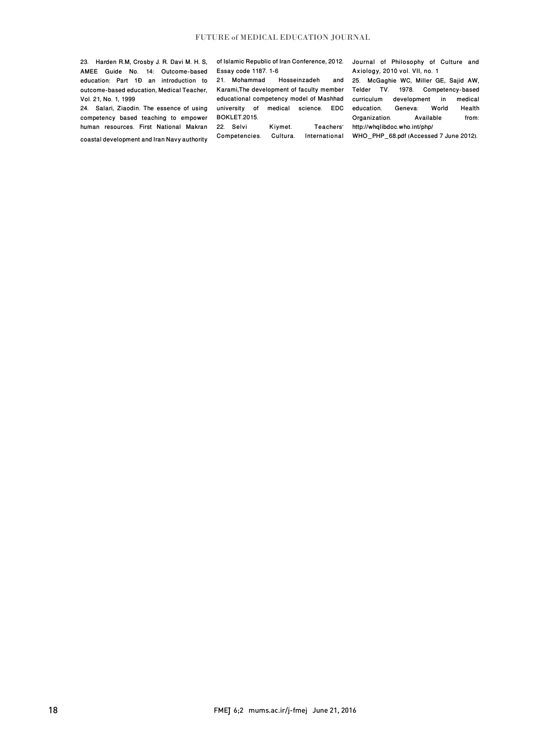23. Harden R.M, Crosby J. R. Davi M. H. S, AMEE Guide No. 14: Outcome-based education: Part 1Ð an introduction to outcome-based education, Medical Teacher, Vol. 21, No. 1, 1999

24. Salari, Ziaodin. The essence of using competency based teaching to empower human resources. First National Makran coastal development and Iran Navy authority of Islamic Republic of Iran Conference, 2012. Essay code 1187. 1-6

21. Mohammad Hosseinzadeh and Karami,The development of faculty member educational competency model of Mashhad university of medical science. EDC BOKLET.2015.

22. Selvi Kiymet. Teachers' Competencies. Cultura. International Journal of Philosophy of Culture and Axiology, 2010 vol. VII, no. 1

25. McGaghie WC, Miller GE, Sajid AW, Telder TV. 1978. Competency-based curriculum development in medical education. Geneva: World Health Organization. Available from: http://whqlibdoc.who.int/php/WHO_PHP_68.pdf (Accessed 7 June 2012).